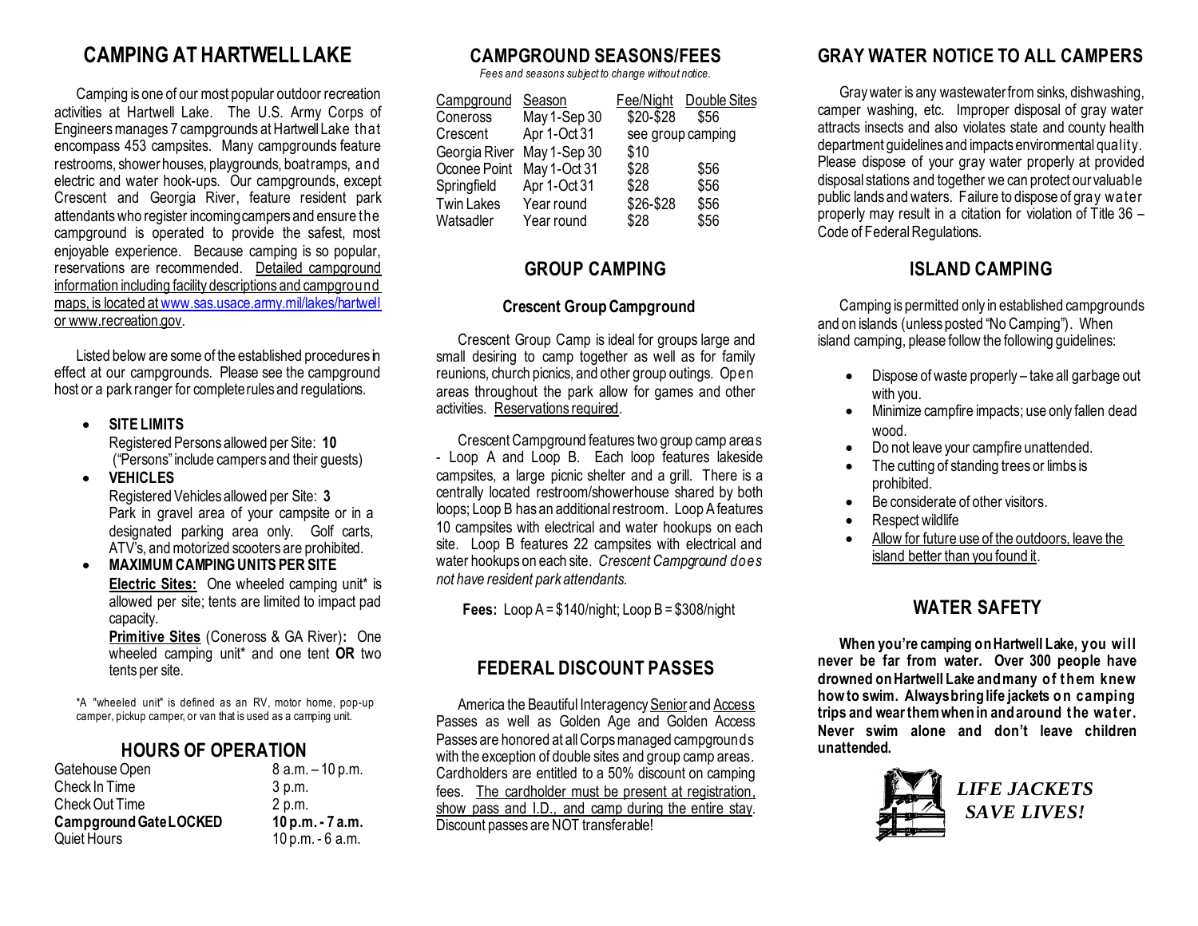# CAMPING AT HARTWELL LAKE

Camping is one of our most popular outdoor recreation activities at Hartwell Lake. The U.S. Army Corps of Engineers manages 7 campgrounds at Hartwell Lake that encompass 453 campsites. Many campgrounds feature restrooms, shower houses, playgrounds, boat ramps, and electric and water hook-ups. Our campgrounds, except Crescent and Georgia River, feature resident park attendants who register incoming campers and ensure the campground is operated to provide the safest, most enjoyable experience. Because camping is so popular, reservations are recommended. Detailed campground information including facility descriptions and campground maps, is located at www.sas.usace.army.mil/lakes/hartwell or www.recreation.gov.

Listed below are some of the established procedures in effect at our campgrounds. Please see the campground host or a park ranger for complete rules and regulations.

- **SITE LIMITS**
  Registered Persons allowed per Site: **10**
  ("Persons" include campers and their guests)
- **VEHICLES**
  Registered Vehicles allowed per Site: **3**
  Park in gravel area of your campsite or in a designated parking area only. Golf carts, ATV's, and motorized scooters are prohibited.
- **MAXIMUM CAMPING UNITS PER SITE**
  **Electric Sites:** One wheeled camping unit* is allowed per site; tents are limited to impact pad capacity.
  **Primitive Sites** (Coneross & GA River)**:** One wheeled camping unit* and one tent **OR** two tents per site.

*A "wheeled unit" is defined as an RV, motor home, pop-up camper, pickup camper, or van that is used as a camping unit.

## HOURS OF OPERATION

| | |
|---|---|
| Gatehouse Open | 8 a.m. – 10 p.m. |
| Check In Time | 3 p.m. |
| Check Out Time | 2 p.m. |
| **Campground Gate LOCKED** | **10 p.m. - 7 a.m.** |
| Quiet Hours | 10 p.m. - 6 a.m. |

## CAMPGROUND SEASONS/FEES

*Fees and seasons subject to change without notice.*

| Campground | Season | Fee/Night | Double Sites |
|---|---|---|---|
| Coneross | May 1-Sep 30 | \$20-\$28 | \$56 |
| Crescent | Apr 1-Oct 31 | see group camping | |
| Georgia River | May 1-Sep 30 | \$10 | |
| Oconee Point | May 1-Oct 31 | \$28 | \$56 |
| Springfield | Apr 1-Oct 31 | \$28 | \$56 |
| Twin Lakes | Year round | \$26-\$28 | \$56 |
| Watsadler | Year round | \$28 | \$56 |

## GROUP CAMPING

### Crescent Group Campground

Crescent Group Camp is ideal for groups large and small desiring to camp together as well as for family reunions, church picnics, and other group outings. Open areas throughout the park allow for games and other activities. Reservations required.

Crescent Campground features two group camp areas - Loop A and Loop B. Each loop features lakeside campsites, a large picnic shelter and a grill. There is a centrally located restroom/showerhouse shared by both loops; Loop B has an additional restroom. Loop A features 10 campsites with electrical and water hookups on each site. Loop B features 22 campsites with electrical and water hookups on each site. *Crescent Campground does not have resident park attendants.*

**Fees:** Loop A = \$140/night; Loop B = \$308/night

## FEDERAL DISCOUNT PASSES

America the Beautiful Interagency Senior and Access Passes as well as Golden Age and Golden Access Passes are honored at all Corps managed campgrounds with the exception of double sites and group camp areas. Cardholders are entitled to a 50% discount on camping fees. The cardholder must be present at registration, show pass and I.D., and camp during the entire stay. Discount passes are NOT transferable!

## GRAY WATER NOTICE TO ALL CAMPERS

Gray water is any wastewater from sinks, dishwashing, camper washing, etc. Improper disposal of gray water attracts insects and also violates state and county health department guidelines and impacts environmental quality. Please dispose of your gray water properly at provided disposal stations and together we can protect our valuable public lands and waters. Failure to dispose of gray water properly may result in a citation for violation of Title 36 – Code of Federal Regulations.

## ISLAND CAMPING

Camping is permitted only in established campgrounds and on islands (unless posted "No Camping"). When island camping, please follow the following guidelines:

- Dispose of waste properly – take all garbage out with you.
- Minimize campfire impacts; use only fallen dead wood.
- Do not leave your campfire unattended.
- The cutting of standing trees or limbs is prohibited.
- Be considerate of other visitors.
- Respect wildlife
- Allow for future use of the outdoors, leave the island better than you found it.

## WATER SAFETY

**When you're camping on Hartwell Lake, you will never be far from water. Over 300 people have drowned on Hartwell Lake and many of them knew how to swim. Always bring life jackets on camping trips and wear them when in and around the water. Never swim alone and don't leave children unattended.**

***LIFE JACKETS SAVE LIVES!***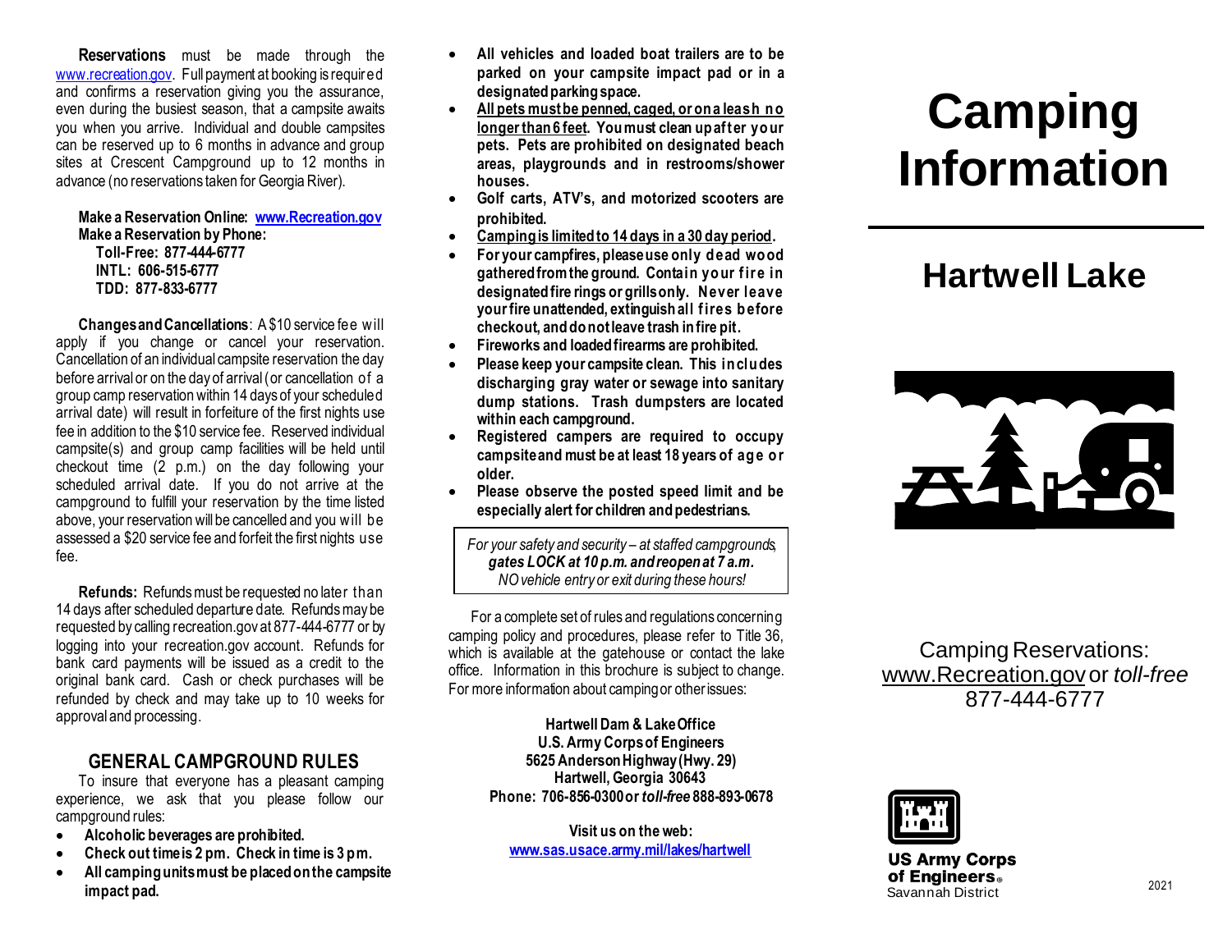**Reservations** must be made through the [www.recreation.gov](http://www.recreation.gov). Full payment at booking is required and confirms a reservation giving you the assurance, even during the busiest season, that a campsite awaits you when you arrive. Individual and double campsites can be reserved up to 6 months in advance and group sites at Crescent Campground up to 12 months in advance (no reservations taken for Georgia River).

**Make a Reservation Online: [www.Recreation.gov](http://www.Recreation.gov)**
**Make a Reservation by Phone:**
**Toll-Free: 877-444-6777**
**INTL: 606-515-6777**
**TDD: 877-833-6777**

**Changes and Cancellations**: A $10 service fee will apply if you change or cancel your reservation. Cancellation of an individual campsite reservation the day before arrival or on the day of arrival (or cancellation of a group camp reservation within 14 days of your scheduled arrival date) will result in forfeiture of the first nights use fee in addition to the $10 service fee. Reserved individual campsite(s) and group camp facilities will be held until checkout time (2 p.m.) on the day following your scheduled arrival date. If you do not arrive at the campground to fulfill your reservation by the time listed above, your reservation will be cancelled and you will be assessed a $20 service fee and forfeit the first nights use fee.

**Refunds:** Refunds must be requested no later than 14 days after scheduled departure date. Refunds may be requested by calling recreation.gov at 877-444-6777 or by logging into your recreation.gov account. Refunds for bank card payments will be issued as a credit to the original bank card. Cash or check purchases will be refunded by check and may take up to 10 weeks for approval and processing.

## GENERAL CAMPGROUND RULES

To insure that everyone has a pleasant camping experience, we ask that you please follow our campground rules:

- **Alcoholic beverages are prohibited.**
- **Check out time is 2 pm. Check in time is 3 pm.**
- **All camping units must be placed on the campsite impact pad.**
- **All vehicles and loaded boat trailers are to be parked on your campsite impact pad or in a designated parking space.**
- **<u>All pets must be penned, caged, or on a leash no longer than 6 feet</u>. You must clean up after your pets. Pets are prohibited on designated beach areas, playgrounds and in restrooms/shower houses.**
- **Golf carts, ATV's, and motorized scooters are prohibited.**
- **<u>Camping is limited to 14 days in a 30 day period</u>.**
- **For your campfires, please use only dead wood gathered from the ground. Contain your fire in designated fire rings or grills only. Never leave your fire unattended, extinguish all fires before checkout, and do not leave trash in fire pit.**
- **Fireworks and loaded firearms are prohibited.**
- **Please keep your campsite clean. This includes discharging gray water or sewage into sanitary dump stations. Trash dumpsters are located within each campground.**
- **Registered campers are required to occupy campsite and must be at least 18 years of age or older.**
- **Please observe the posted speed limit and be especially alert for children and pedestrians.**

> *For your safety and security – at staffed campgrounds,*
> ***gates LOCK at 10 p.m. and reopen at 7 a.m.***
> *NO vehicle entry or exit during these hours!*

For a complete set of rules and regulations concerning camping policy and procedures, please refer to Title 36, which is available at the gatehouse or contact the lake office. Information in this brochure is subject to change. For more information about camping or other issues:

**Hartwell Dam & Lake Office**
**U.S. Army Corps of Engineers**
**5625 Anderson Highway (Hwy. 29)**
**Hartwell, Georgia 30643**
**Phone: 706-856-0300 or *toll-free* 888-893-0678**

**Visit us on the web:**
**[www.sas.usace.army.mil/lakes/hartwell](http://www.sas.usace.army.mil/lakes/hartwell)**

# Camping Information

## Hartwell Lake

Camping Reservations:
[www.Recreation.gov](http://www.Recreation.gov) or *toll-free* 877-444-6777

**US Army Corps of Engineers®**
Savannah District

2021